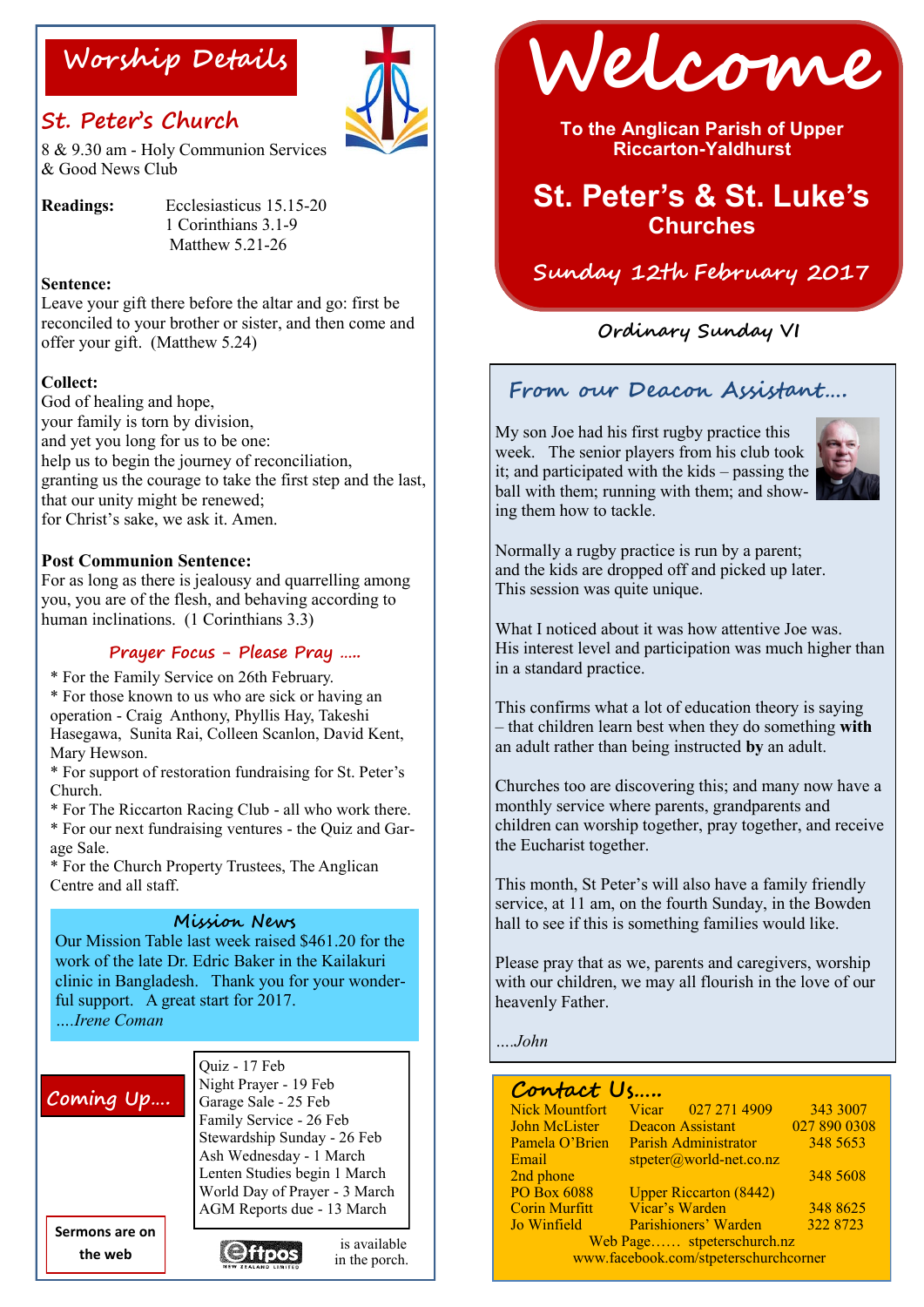# Welcome

**To the Anglican Parish of Upper Riccarton-Yaldhurst**

## St. Peter's & St. Luke's Churches

**Sunday 12th February 2017**

**Ordinary Sunday VI**

## Worship Details

### St. Peter's Church

8 & 9.30 am - Holy Communion Services & Good News Club

**Readings:** Ecclesiasticus 15.15-20
1 Corinthians 3.1-9
Matthew 5.21-26

**Sentence:**
Leave your gift there before the altar and go: first be reconciled to your brother or sister, and then come and offer your gift. (Matthew 5.24)

**Collect:**
God of healing and hope,
your family is torn by division,
and yet you long for us to be one:
help us to begin the journey of reconciliation,
granting us the courage to take the first step and the last,
that our unity might be renewed;
for Christ's sake, we ask it. Amen.

**Post Communion Sentence:**
For as long as there is jealousy and quarrelling among you, you are of the flesh, and behaving according to human inclinations. (1 Corinthians 3.3)

### Prayer Focus - Please Pray .....

* For the Family Service on 26th February.
* For those known to us who are sick or having an operation - Craig Anthony, Phyllis Hay, Takeshi Hasegawa, Sunita Rai, Colleen Scanlon, David Kent, Mary Hewson.
* For support of restoration fundraising for St. Peter's Church.
* For The Riccarton Racing Club - all who work there.
* For our next fundraising ventures - the Quiz and Garage Sale.
* For the Church Property Trustees, The Anglican Centre and all staff.

### Mission News

Our Mission Table last week raised $461.20 for the work of the late Dr. Edric Baker in the Kailakuri clinic in Bangladesh. Thank you for your wonderful support. A great start for 2017.
*....Irene Coman*

### Coming Up....

- Quiz - 17 Feb
- Night Prayer - 19 Feb
- Garage Sale - 25 Feb
- Family Service - 26 Feb
- Stewardship Sunday - 26 Feb
- Ash Wednesday - 1 March
- Lenten Studies begin 1 March
- World Day of Prayer - 3 March
- AGM Reports due - 13 March

**Sermons are on the web**

Eftpos is available in the porch.

## From our Deacon Assistant....

My son Joe had his first rugby practice this week. The senior players from his club took it; and participated with the kids – passing the ball with them; running with them; and showing them how to tackle.

Normally a rugby practice is run by a parent; and the kids are dropped off and picked up later. This session was quite unique.

What I noticed about it was how attentive Joe was. His interest level and participation was much higher than in a standard practice.

This confirms what a lot of education theory is saying – that children learn best when they do something **with** an adult rather than being instructed **by** an adult.

Churches too are discovering this; and many now have a monthly service where parents, grandparents and children can worship together, pray together, and receive the Eucharist together.

This month, St Peter's will also have a family friendly service, at 11 am, on the fourth Sunday, in the Bowden hall to see if this is something families would like.

Please pray that as we, parents and caregivers, worship with our children, we may all flourish in the love of our heavenly Father.

*....John*

## Contact Us.....

| | | |
|---|---|---|
| Nick Mountfort | Vicar 027 271 4909 | 343 3007 |
| John McLister | Deacon Assistant | 027 890 0308 |
| Pamela O'Brien | Parish Administrator | 348 5653 |
| Email | stpeter@world-net.co.nz | |
| 2nd phone | | 348 5608 |
| PO Box 6088 | Upper Riccarton (8442) | |
| Corin Murfitt | Vicar's Warden | 348 8625 |
| Jo Winfield | Parishioners' Warden | 322 8723 |

Web Page…… stpeterschurch.nz
www.facebook.com/stpeterschurchcorner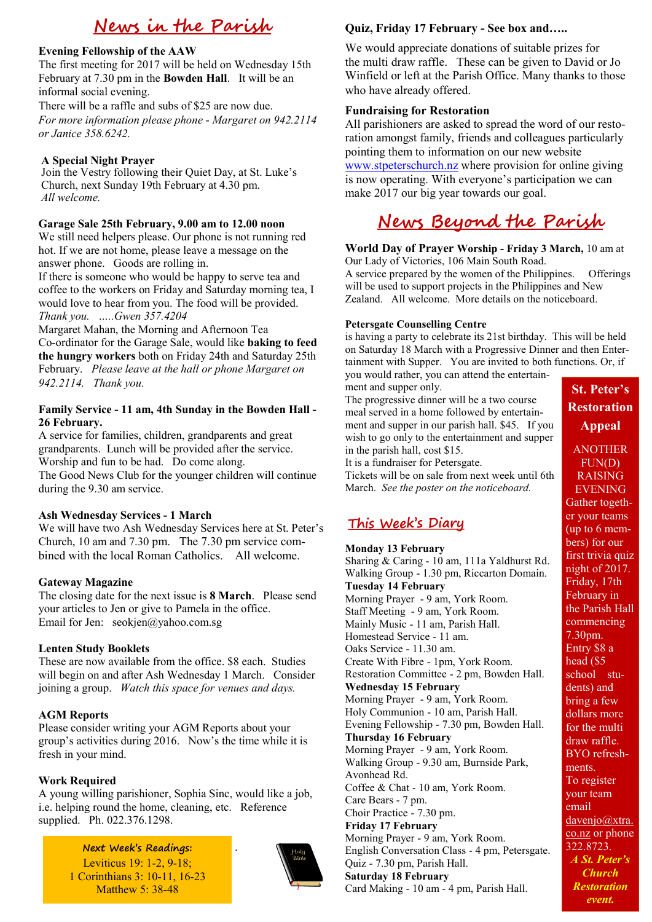# News in the Parish

**Evening Fellowship of the AAW**
The first meeting for 2017 will be held on Wednesday 15th February at 7.30 pm in the **Bowden Hall**. It will be an informal social evening.
There will be a raffle and subs of $25 are now due.
*For more information please phone - Margaret on 942.2114 or Janice 358.6242.*

**A Special Night Prayer**
Join the Vestry following their Quiet Day, at St. Luke's Church, next Sunday 19th February at 4.30 pm.
*All welcome.*

**Garage Sale 25th February, 9.00 am to 12.00 noon**
We still need helpers please. Our phone is not running red hot. If we are not home, please leave a message on the answer phone. Goods are rolling in.
If there is someone who would be happy to serve tea and coffee to the workers on Friday and Saturday morning tea, I would love to hear from you. The food will be provided.
*Thank you. .....Gwen 357.4204*
Margaret Mahan, the Morning and Afternoon Tea Co-ordinator for the Garage Sale, would like **baking to feed the hungry workers** both on Friday 24th and Saturday 25th February. *Please leave at the hall or phone Margaret on 942.2114. Thank you.*

**Family Service - 11 am, 4th Sunday in the Bowden Hall - 26 February.**
A service for families, children, grandparents and great grandparents. Lunch will be provided after the service. Worship and fun to be had. Do come along.
The Good News Club for the younger children will continue during the 9.30 am service.

**Ash Wednesday Services - 1 March**
We will have two Ash Wednesday Services here at St. Peter's Church, 10 am and 7.30 pm. The 7.30 pm service combined with the local Roman Catholics. All welcome.

**Gateway Magazine**
The closing date for the next issue is **8 March**. Please send your articles to Jen or give to Pamela in the office.
Email for Jen: seokjen@yahoo.com.sg

**Lenten Study Booklets**
These are now available from the office. $8 each. Studies will begin on and after Ash Wednesday 1 March. Consider joining a group. *Watch this space for venues and days.*

**AGM Reports**
Please consider writing your AGM Reports about your group's activities during 2016. Now's the time while it is fresh in your mind.

**Work Required**
A young willing parishioner, Sophia Sinc, would like a job, i.e. helping round the home, cleaning, etc. Reference supplied. Ph. 022.376.1298.

**Next Week's Readings:**
Leviticus 19: 1-2, 9-18;
1 Corinthians 3: 10-11, 16-23
Matthew 5: 38-48

**Quiz, Friday 17 February - See box and…..**

We would appreciate donations of suitable prizes for the multi draw raffle. These can be given to David or Jo Winfield or left at the Parish Office. Many thanks to those who have already offered.

**Fundraising for Restoration**
All parishioners are asked to spread the word of our restoration amongst family, friends and colleagues particularly pointing them to information on our new website www.stpeterschurch.nz where provision for online giving is now operating. With everyone's participation we can make 2017 our big year towards our goal.

# News Beyond the Parish

**World Day of Prayer Worship - Friday 3 March,** 10 am at Our Lady of Victories, 106 Main South Road.
A service prepared by the women of the Philippines. Offerings will be used to support projects in the Philippines and New Zealand. All welcome. More details on the noticeboard.

**Petersgate Counselling Centre**
is having a party to celebrate its 21st birthday. This will be held on Saturday 18 March with a Progressive Dinner and then Entertainment with Supper. You are invited to both functions. Or, if you would rather, you can attend the entertainment and supper only.
The progressive dinner will be a two course meal served in a home followed by entertainment and supper in our parish hall. $45. If you wish to go only to the entertainment and supper in the parish hall, cost $15.
It is a fundraiser for Petersgate.
Tickets will be on sale from next week until 6th March. *See the poster on the noticeboard.*

## This Week's Diary

**Monday 13 February**
Sharing & Caring - 10 am, 111a Yaldhurst Rd.
Walking Group - 1.30 pm, Riccarton Domain.
**Tuesday 14 February**
Morning Prayer - 9 am, York Room.
Staff Meeting - 9 am, York Room.
Mainly Music - 11 am, Parish Hall.
Homestead Service - 11 am.
Oaks Service - 11.30 am.
Create With Fibre - 1pm, York Room.
Restoration Committee - 2 pm, Bowden Hall.
**Wednesday 15 February**
Morning Prayer - 9 am, York Room.
Holy Communion - 10 am, Parish Hall.
Evening Fellowship - 7.30 pm, Bowden Hall.
**Thursday 16 February**
Morning Prayer - 9 am, York Room.
Walking Group - 9.30 am, Burnside Park, Avonhead Rd.
Coffee & Chat - 10 am, York Room.
Care Bears - 7 pm.
Choir Practice - 7.30 pm.
**Friday 17 February**
Morning Prayer - 9 am, York Room.
English Conversation Class - 4 pm, Petersgate.
Quiz - 7.30 pm, Parish Hall.
**Saturday 18 February**
Card Making - 10 am - 4 pm, Parish Hall.

**St. Peter's Restoration Appeal**

ANOTHER FUN(D) RAISING EVENING
Gather together your teams (up to 6 members) for our first trivia quiz night of 2017. Friday, 17th February in the Parish Hall commencing 7.30pm. Entry $8 a head ($5 school students) and bring a few dollars more for the multi draw raffle. BYO refreshments.
To register your team email davenjo@xtra.co.nz or phone 322.8723.
***A St. Peter's Church Restoration event.***